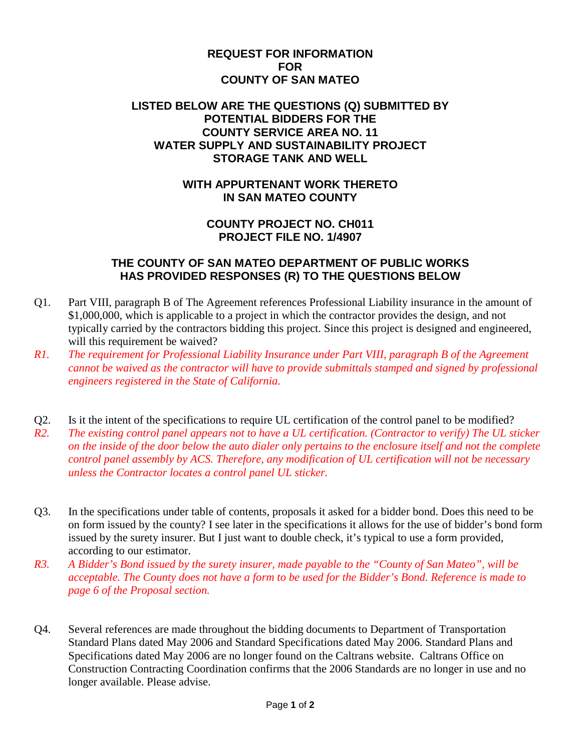# REQUEST FOR INFORMATION FOR COUNTY OF SAN MATEO

## LISTED BELOW ARE THE QUESTIONS (Q) SUBMITTED BY POTENTIAL BIDDERS FOR THE COUNTY SERVICE AREA NO. 11 WATER SUPPLY AND SUSTAINABILITY PROJECT STORAGE TANK AND WELL

## WITH APPURTENANT WORK THERETO IN SAN MATEO COUNTY

## COUNTY PROJECT NO. CH011 PROJECT FILE NO. 1/4907

## THE COUNTY OF SAN MATEO DEPARTMENT OF PUBLIC WORKS HAS PROVIDED RESPONSES (R) TO THE QUESTIONS BELOW

Q1. Part VIII, paragraph B of The Agreement references Professional Liability insurance in the amount of $1,000,000, which is applicable to a project in which the contractor provides the design, and not typically carried by the contractors bidding this project. Since this project is designed and engineered, will this requirement be waived?

*R1. The requirement for Professional Liability Insurance under Part VIII, paragraph B of the Agreement cannot be waived as the contractor will have to provide submittals stamped and signed by professional engineers registered in the State of California.*

Q2. Is it the intent of the specifications to require UL certification of the control panel to be modified?

*R2. The existing control panel appears not to have a UL certification. (Contractor to verify) The UL sticker on the inside of the door below the auto dialer only pertains to the enclosure itself and not the complete control panel assembly by ACS. Therefore, any modification of UL certification will not be necessary unless the Contractor locates a control panel UL sticker.*

Q3. In the specifications under table of contents, proposals it asked for a bidder bond. Does this need to be on form issued by the county? I see later in the specifications it allows for the use of bidder's bond form issued by the surety insurer. But I just want to double check, it's typical to use a form provided, according to our estimator.

*R3. A Bidder's Bond issued by the surety insurer, made payable to the "County of San Mateo", will be acceptable. The County does not have a form to be used for the Bidder's Bond. Reference is made to page 6 of the Proposal section.*

Q4. Several references are made throughout the bidding documents to Department of Transportation Standard Plans dated May 2006 and Standard Specifications dated May 2006. Standard Plans and Specifications dated May 2006 are no longer found on the Caltrans website. Caltrans Office on Construction Contracting Coordination confirms that the 2006 Standards are no longer in use and no longer available. Please advise.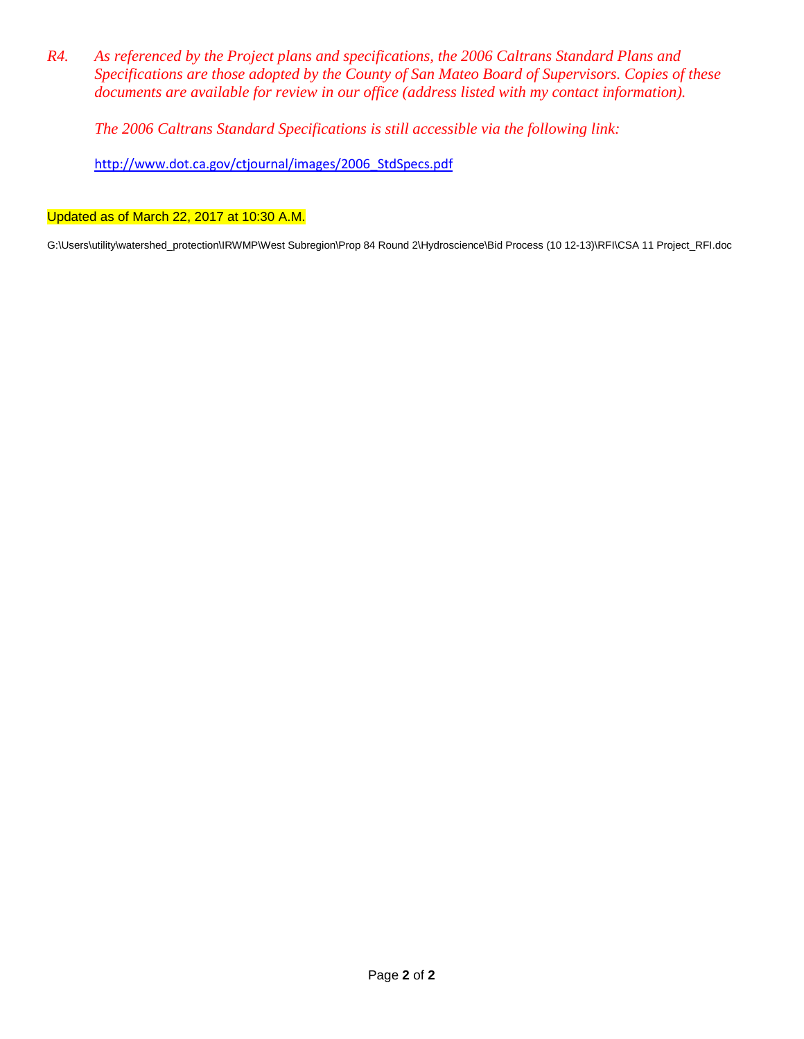*R4. As referenced by the Project plans and specifications, the 2006 Caltrans Standard Plans and Specifications are those adopted by the County of San Mateo Board of Supervisors. Copies of these documents are available for review in our office (address listed with my contact information).*

*The 2006 Caltrans Standard Specifications is still accessible via the following link:*

http://www.dot.ca.gov/ctjournal/images/2006_StdSpecs.pdf

Updated as of March 22, 2017 at 10:30 A.M.

G:\Users\utility\watershed_protection\IRWMP\West Subregion\Prop 84 Round 2\Hydroscience\Bid Process (10 12-13)\RFI\CSA 11 Project_RFI.doc